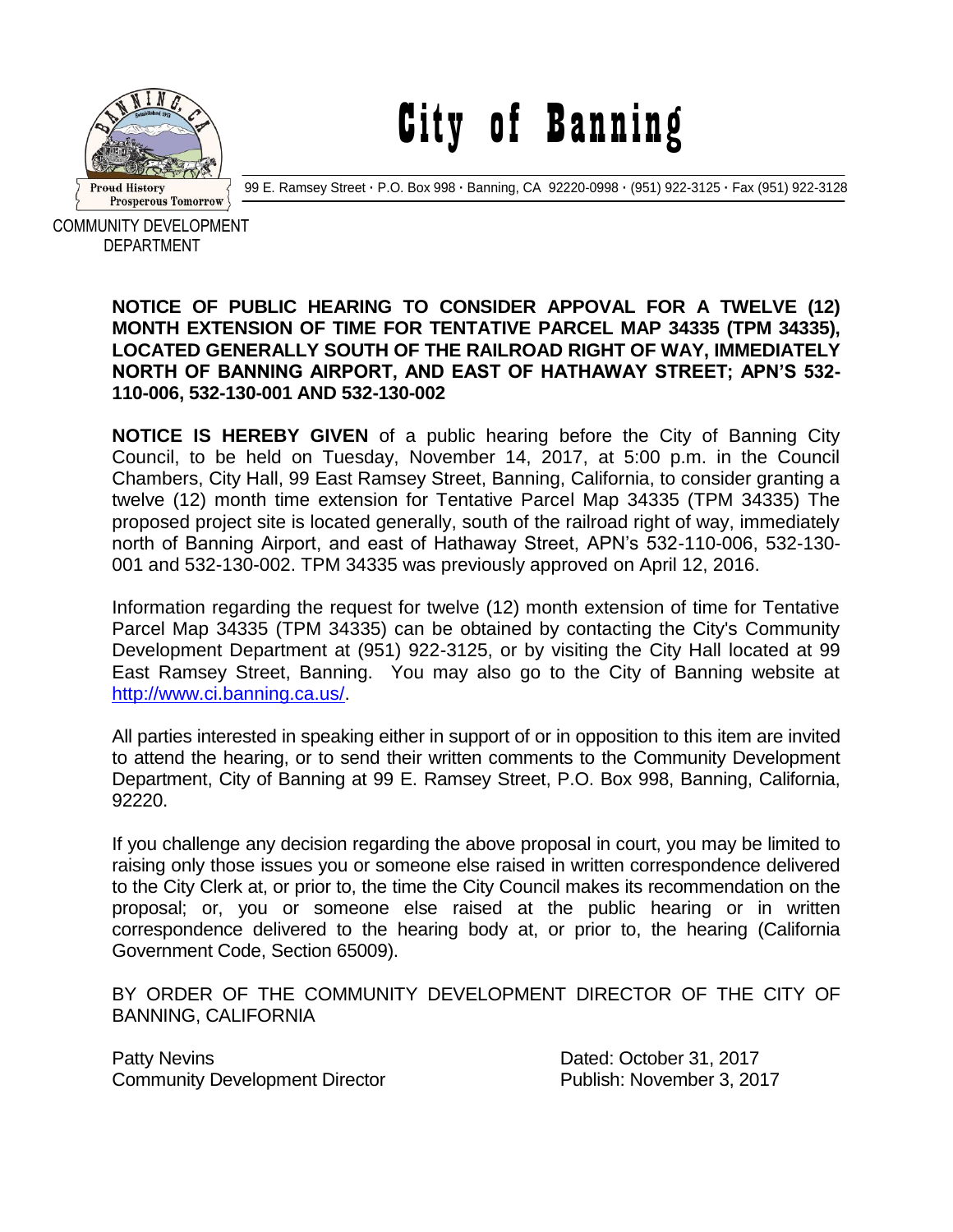# City of Banning

Proud History
Prosperous Tomorrow

99 E. Ramsey Street · P.O. Box 998 · Banning, CA 92220-0998 · (951) 922-3125 · Fax (951) 922-3128

COMMUNITY DEVELOPMENT DEPARTMENT

**NOTICE OF PUBLIC HEARING TO CONSIDER APPOVAL FOR A TWELVE (12) MONTH EXTENSION OF TIME FOR TENTATIVE PARCEL MAP 34335 (TPM 34335), LOCATED GENERALLY SOUTH OF THE RAILROAD RIGHT OF WAY, IMMEDIATELY NORTH OF BANNING AIRPORT, AND EAST OF HATHAWAY STREET; APN'S 532-110-006, 532-130-001 AND 532-130-002**

**NOTICE IS HEREBY GIVEN** of a public hearing before the City of Banning City Council, to be held on Tuesday, November 14, 2017, at 5:00 p.m. in the Council Chambers, City Hall, 99 East Ramsey Street, Banning, California, to consider granting a twelve (12) month time extension for Tentative Parcel Map 34335 (TPM 34335) The proposed project site is located generally, south of the railroad right of way, immediately north of Banning Airport, and east of Hathaway Street, APN's 532-110-006, 532-130-001 and 532-130-002. TPM 34335 was previously approved on April 12, 2016.

Information regarding the request for twelve (12) month extension of time for Tentative Parcel Map 34335 (TPM 34335) can be obtained by contacting the City's Community Development Department at (951) 922-3125, or by visiting the City Hall located at 99 East Ramsey Street, Banning. You may also go to the City of Banning website at http://www.ci.banning.ca.us/.

All parties interested in speaking either in support of or in opposition to this item are invited to attend the hearing, or to send their written comments to the Community Development Department, City of Banning at 99 E. Ramsey Street, P.O. Box 998, Banning, California, 92220.

If you challenge any decision regarding the above proposal in court, you may be limited to raising only those issues you or someone else raised in written correspondence delivered to the City Clerk at, or prior to, the time the City Council makes its recommendation on the proposal; or, you or someone else raised at the public hearing or in written correspondence delivered to the hearing body at, or prior to, the hearing (California Government Code, Section 65009).

BY ORDER OF THE COMMUNITY DEVELOPMENT DIRECTOR OF THE CITY OF BANNING, CALIFORNIA

Patty Nevins
Community Development Director

Dated: October 31, 2017
Publish: November 3, 2017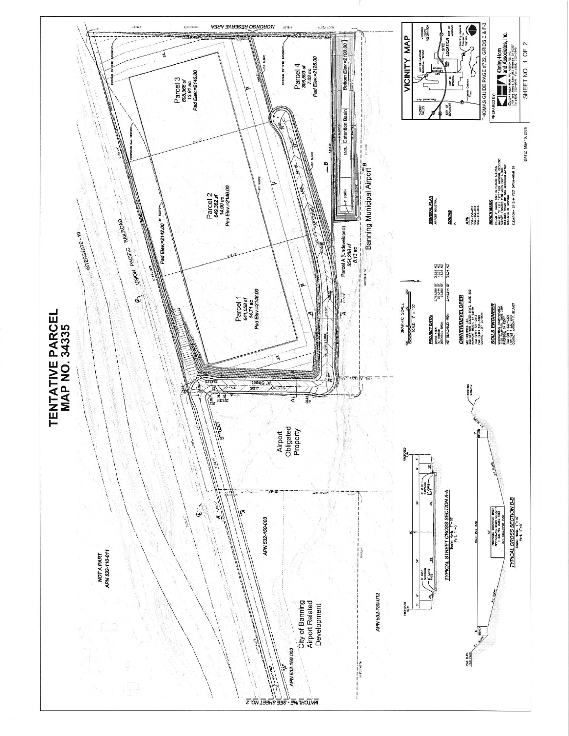# TENTATIVE PARCEL MAP NO. 34335

INTERSTATE - 10

UNION PACIFIC RAILROAD

MORONGO RESERVE AREA

Parcel 1
641,058 sf
14.71 ac
Pad Elev.=2146.00

Parcel 2
649,362 sf
14.90 ac
Pad Elev.=2146.00

Parcel 3
605,968 sf
13.91 ac
Pad Elev.=2146.00

Parcel 4
306,593 sf
7.03 ac
Pad Elev.=2125.00

Pad Elev.=2142.00

Parcel A (Undeveloped)
354,238 sf
8.13 ac

Detention Basin
Bottom Elev.=2100.00

Banning Municipal Airport

Airport Obligated Property

City of Banning Airport Related Development

NOT A PART
APN 532-110-011

APN 532-150-003

APN 532-150-002

APN 532-130-012

"A" Street

STREET

FIRE ACCESS LANE

EXISTING 25' WIDE EASEMENT

PROPOSED RAIL SERVICE

2:1 SLOPE

MATCHLINE - SEE SHEET NO. 2

GRAPHIC SCALE
SCALE: 1" = 100'

**PROJECT DATA:**

| | | |
|---|---|---|
| GROSS AREA: | 2,753,056 SF | (63.58 AC) |
| "A" STREET: | 213,144 SF | (5.76 AC) |
| DETENTION BASIN: | 93,000 SF | (2.56 AC) |
| NET (BUILDABLE) AREA: | 2,446,911 SF | (56.04 AC) |

**OWNER/DEVELOPER**

**SOILS ENGINEER**

**GENERAL PLAN**
AIRPORT INDUSTRIAL

**ZONING**

**APN**
532-130-001
532-130-002
532-110-008

**BENCH MARK**

ELEVATION= 2115.44 FEET DATUM=NGVD 29

TYPICAL STREET CROSS SECTION A-A
Scale: Horiz. 1"=10'
Vert. 1"=5'

TYPICAL CROSS SECTION B-B
Scale: Horiz. 1"=10'
Vert. 1"=5'

## VICINITY MAP

CHERRY VALLEY
CITY OF BEAUMONT
CITY OF BANNING
SITE LOCATION
MORONGO INDIAN RESERVATION

THOMAS GUIDE PAGE #722, GRIDS E & F-3

PREPARED BY:
Kimley-Horn and Associates, Inc.

DATE: May 16, 2006

SHEET NO. 1 OF 2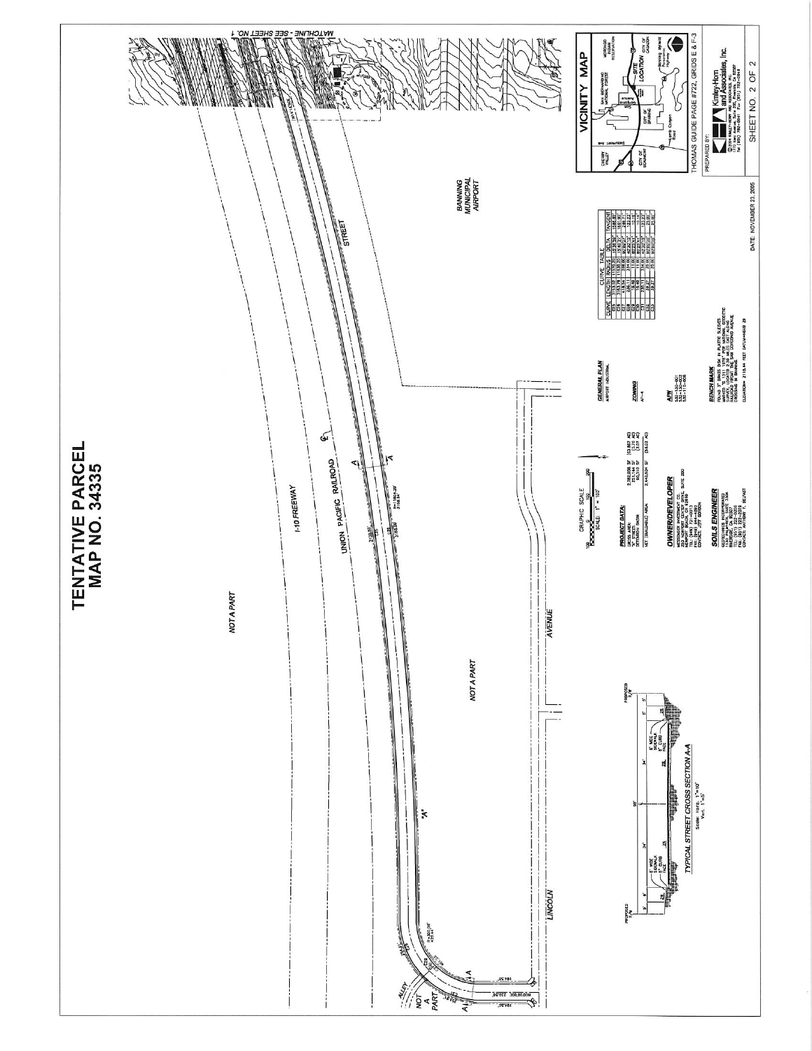# TENTATIVE PARCEL MAP NO. 34335

NOT A PART

I-10 FREEWAY

UNION PACIFIC RAILROAD

NOT A PART

AVENUE

LINCOLN

STREET

BANNING MUNICIPAL AIRPORT

MATCHLINE - SEE SHEET NO. 1

"A"

NOT A PART

ALLEY

GRAPHIC SCALE

SCALE: 1" = 100'

**PROJECT DATA:**

GROSS AREA: 2,392,008 SF (53.87 AC)

"A" STREET: 251,146 SF (5.76 AC)

DETENTION BASIN: 165,310 SF (3.07 AC)

NET (BUILDABLE) AREA: 2,445,830 SF (56.17 AC)

**OWNER/DEVELOPER**

CONTACT: JEFF GORDON

**SOILS ENGINEER**

CONTACT: ANTHONY T. BELFAST

**GENERAL PLAN**

AIRPORT INDUSTRIAL

**ZONING**

AP-I

**APN**

532-130-001

532-130-002

532-110-005

**BENCH MARK**

ELEVATION: 2115.44 FEET DATUM=NGVD 29

**CURVE TABLE**

| CURVE | LENGTH | RADIUS | DELTA | TANGENT |
|---|---|---|---|---|
| C25 | | | | |
| C26 | | | | |
| C27 | | | | |
| C28 | | | | |
| C29 | | | | |
| C30 | | | | |
| C31 | | | | |
| C32 | | | | |
| C33 | | | | |

**TYPICAL STREET CROSS SECTION A-A**

Scale: Horiz. 1"=10'
Vert. 1"=5'

PROPOSED R/W

6' WIDE SIDEWALK

6" CURB

**VICINITY MAP**

SITE LOCATION

CITY OF BANNING

CITY OF BEAUMONT

CHERRY VALLEY

THOMAS GUIDE PAGE #722, GRIDS E & F-3

PREPARED BY:

Kimley-Horn and Associates, Inc.

DATE: NOVEMBER 23, 2005

SHEET NO. 2 OF 2